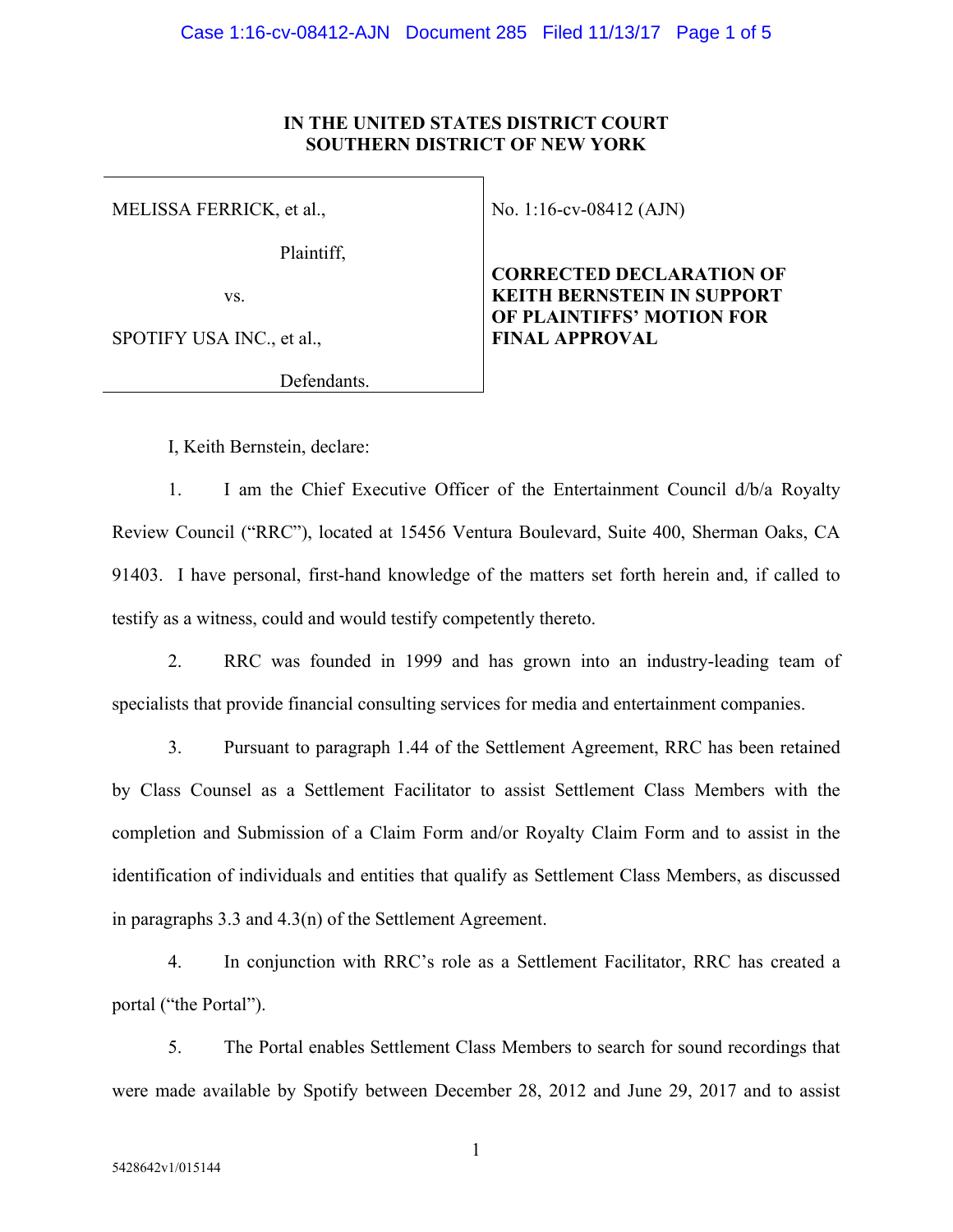**IN THE UNITED STATES DISTRICT COURT**
**SOUTHERN DISTRICT OF NEW YORK**

| | |
|---|---|
| MELISSA FERRICK, et al.,<br><br>Plaintiff,<br><br>vs.<br><br>SPOTIFY USA INC., et al.,<br><br>Defendants. | No. 1:16-cv-08412 (AJN)<br><br>**CORRECTED DECLARATION OF KEITH BERNSTEIN IN SUPPORT OF PLAINTIFFS' MOTION FOR FINAL APPROVAL** |

I, Keith Bernstein, declare:

1. I am the Chief Executive Officer of the Entertainment Council d/b/a Royalty Review Council ("RRC"), located at 15456 Ventura Boulevard, Suite 400, Sherman Oaks, CA 91403. I have personal, first-hand knowledge of the matters set forth herein and, if called to testify as a witness, could and would testify competently thereto.

2. RRC was founded in 1999 and has grown into an industry-leading team of specialists that provide financial consulting services for media and entertainment companies.

3. Pursuant to paragraph 1.44 of the Settlement Agreement, RRC has been retained by Class Counsel as a Settlement Facilitator to assist Settlement Class Members with the completion and Submission of a Claim Form and/or Royalty Claim Form and to assist in the identification of individuals and entities that qualify as Settlement Class Members, as discussed in paragraphs 3.3 and 4.3(n) of the Settlement Agreement.

4. In conjunction with RRC's role as a Settlement Facilitator, RRC has created a portal ("the Portal").

5. The Portal enables Settlement Class Members to search for sound recordings that were made available by Spotify between December 28, 2012 and June 29, 2017 and to assist

5428642v1/015144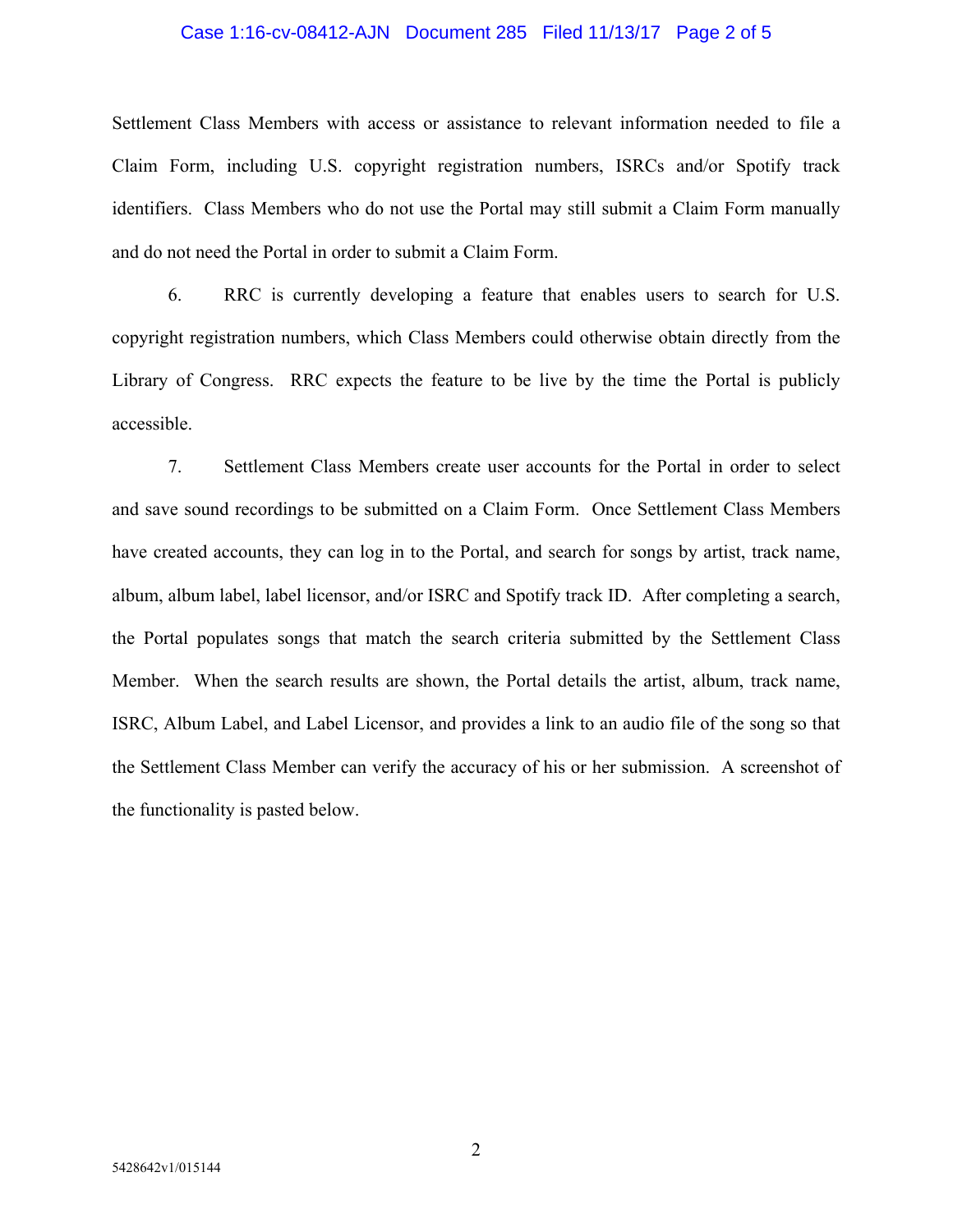Settlement Class Members with access or assistance to relevant information needed to file a Claim Form, including U.S. copyright registration numbers, ISRCs and/or Spotify track identifiers. Class Members who do not use the Portal may still submit a Claim Form manually and do not need the Portal in order to submit a Claim Form.

6. RRC is currently developing a feature that enables users to search for U.S. copyright registration numbers, which Class Members could otherwise obtain directly from the Library of Congress. RRC expects the feature to be live by the time the Portal is publicly accessible.

7. Settlement Class Members create user accounts for the Portal in order to select and save sound recordings to be submitted on a Claim Form. Once Settlement Class Members have created accounts, they can log in to the Portal, and search for songs by artist, track name, album, album label, label licensor, and/or ISRC and Spotify track ID. After completing a search, the Portal populates songs that match the search criteria submitted by the Settlement Class Member. When the search results are shown, the Portal details the artist, album, track name, ISRC, Album Label, and Label Licensor, and provides a link to an audio file of the song so that the Settlement Class Member can verify the accuracy of his or her submission. A screenshot of the functionality is pasted below.

5428642v1/015144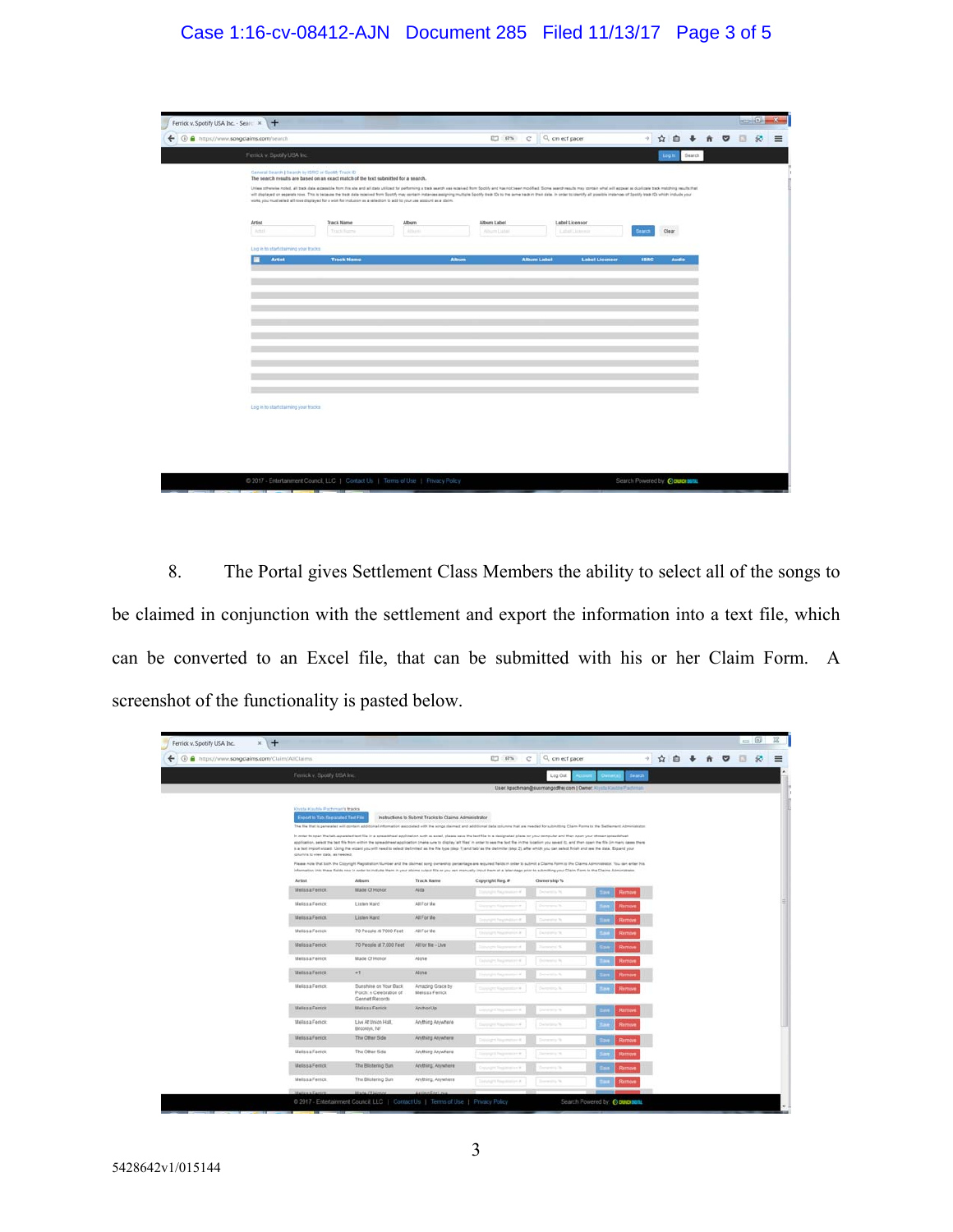8. The Portal gives Settlement Class Members the ability to select all of the songs to be claimed in conjunction with the settlement and export the information into a text file, which can be converted to an Excel file, that can be submitted with his or her Claim Form. A screenshot of the functionality is pasted below.

5428642v1/015144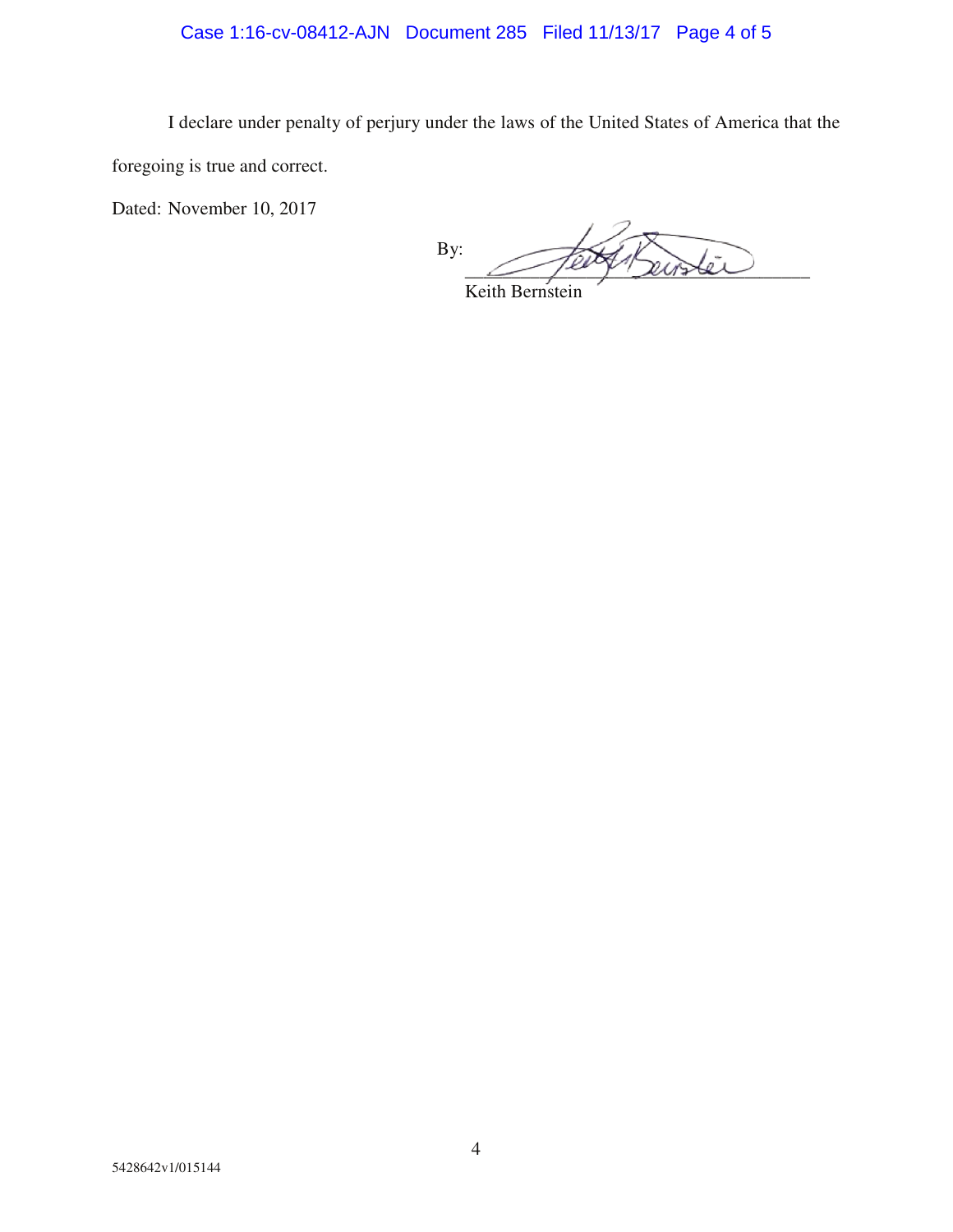I declare under penalty of perjury under the laws of the United States of America that the foregoing is true and correct.

Dated: November 10, 2017

By: ______________________________

Keith Bernstein

5428642v1/015144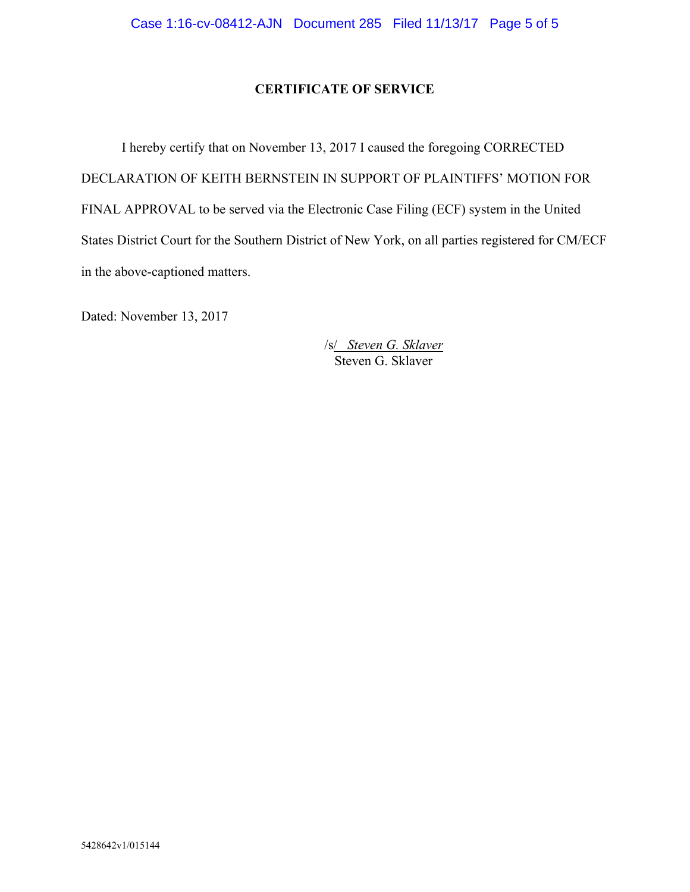## CERTIFICATE OF SERVICE

I hereby certify that on November 13, 2017 I caused the foregoing CORRECTED DECLARATION OF KEITH BERNSTEIN IN SUPPORT OF PLAINTIFFS' MOTION FOR FINAL APPROVAL to be served via the Electronic Case Filing (ECF) system in the United States District Court for the Southern District of New York, on all parties registered for CM/ECF in the above-captioned matters.

Dated: November 13, 2017

/s/ *Steven G. Sklaver*
Steven G. Sklaver

5428642v1/015144